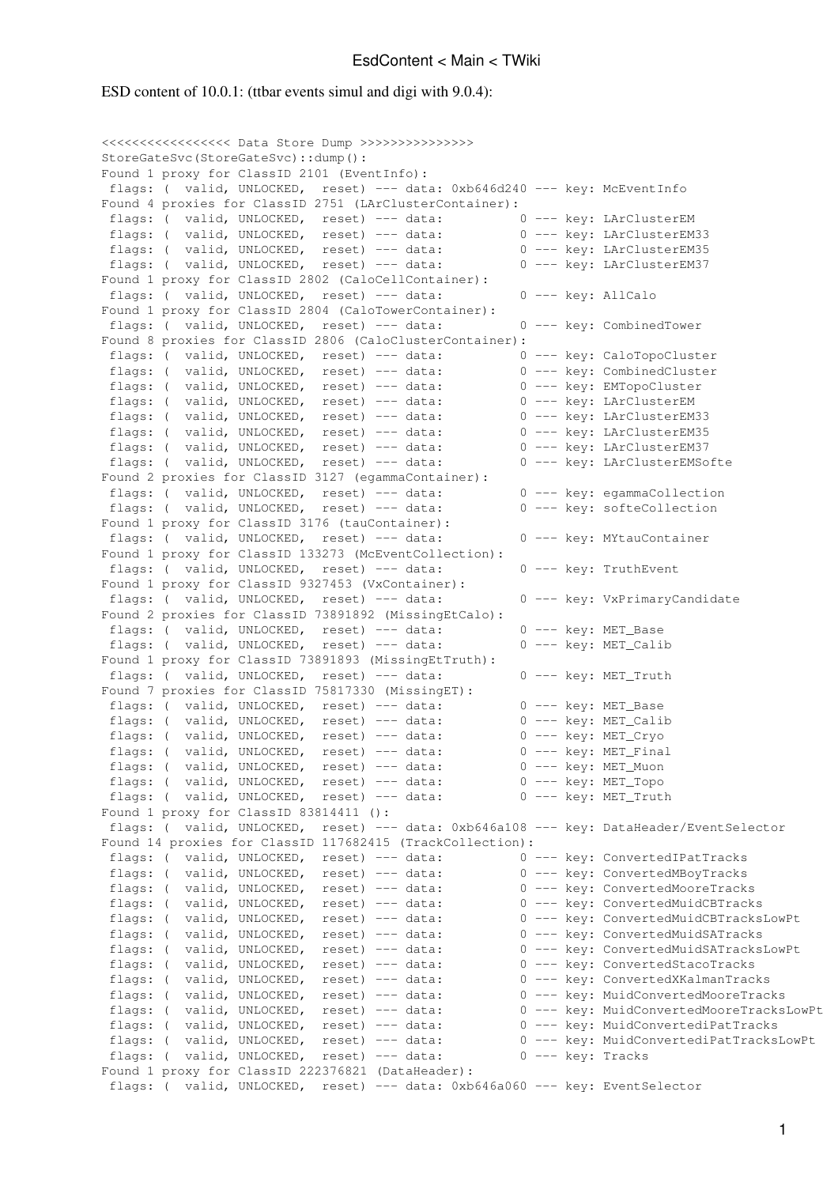ESD content of 10.0.1: (ttbar events simul and digi with 9.0.4):

```
<<<<<<<<<<<<<<<<< Data Store Dump >>>>>>>>>>>>>>>
StoreGateSvc(StoreGateSvc)::dump():
Found 1 proxy for ClassID 2101 (EventInfo):
 flags: (  valid, UNLOCKED,  reset) --- data: 0xb646d240 --- key: McEventInfo
Found 4 proxies for ClassID 2751 (LArClusterContainer):
 flags: (  valid, UNLOCKED,  reset) --- data:          0 --- key: LArClusterEM
 flags: (  valid, UNLOCKED,  reset) --- data:          0 --- key: LArClusterEM33
 flags: (  valid, UNLOCKED,  reset) --- data:          0 --- key: LArClusterEM35
 flags: (  valid, UNLOCKED,  reset) --- data:          0 --- key: LArClusterEM37
Found 1 proxy for ClassID 2802 (CaloCellContainer):
 flags: (  valid, UNLOCKED,  reset) --- data:          0 --- key: AllCalo
Found 1 proxy for ClassID 2804 (CaloTowerContainer):
 flags: (  valid, UNLOCKED,  reset) --- data:          0 --- key: CombinedTower
Found 8 proxies for ClassID 2806 (CaloClusterContainer):
 flags: (  valid, UNLOCKED,  reset) --- data:          0 --- key: CaloTopoCluster
 flags: (  valid, UNLOCKED,  reset) --- data:          0 --- key: CombinedCluster
 flags: (  valid, UNLOCKED,  reset) --- data:          0 --- key: EMTopoCluster
 flags: (  valid, UNLOCKED,  reset) --- data:          0 --- key: LArClusterEM
 flags: (  valid, UNLOCKED,  reset) --- data:          0 --- key: LArClusterEM33
 flags: (  valid, UNLOCKED,  reset) --- data:          0 --- key: LArClusterEM35
 flags: (  valid, UNLOCKED,  reset) --- data:          0 --- key: LArClusterEM37
 flags: (  valid, UNLOCKED,  reset) --- data:          0 --- key: LArClusterEMSofte
Found 2 proxies for ClassID 3127 (egammaContainer):
 flags: (  valid, UNLOCKED,  reset) --- data:          0 --- key: egammaCollection
 flags: (  valid, UNLOCKED,  reset) --- data:          0 --- key: softeCollection
Found 1 proxy for ClassID 3176 (tauContainer):
 flags: (  valid, UNLOCKED,  reset) --- data:          0 --- key: MYtauContainer
Found 1 proxy for ClassID 133273 (McEventCollection):
 flags: (  valid, UNLOCKED,  reset) --- data:          0 --- key: TruthEvent
Found 1 proxy for ClassID 9327453 (VxContainer):
 flags: (  valid, UNLOCKED,  reset) --- data:          0 --- key: VxPrimaryCandidate
Found 2 proxies for ClassID 73891892 (MissingEtCalo):
 flags: (  valid, UNLOCKED,  reset) --- data:          0 --- key: MET_Base
 flags: (  valid, UNLOCKED,  reset) --- data:          0 --- key: MET_Calib
Found 1 proxy for ClassID 73891893 (MissingEtTruth):
 flags: (  valid, UNLOCKED,  reset) --- data:          0 --- key: MET_Truth
Found 7 proxies for ClassID 75817330 (MissingET):
 flags: (  valid, UNLOCKED,  reset) --- data:          0 --- key: MET_Base
 flags: (  valid, UNLOCKED,  reset) --- data:          0 --- key: MET_Calib
 flags: (  valid, UNLOCKED,  reset) --- data:          0 --- key: MET_Cryo
 flags: (  valid, UNLOCKED,  reset) --- data:          0 --- key: MET_Final
 flags: (  valid, UNLOCKED,  reset) --- data:          0 --- key: MET_Muon
 flags: (  valid, UNLOCKED,  reset) --- data:          0 --- key: MET_Topo
 flags: (  valid, UNLOCKED,  reset) --- data:          0 --- key: MET_Truth
Found 1 proxy for ClassID 83814411 ():
 flags: (  valid, UNLOCKED,  reset) --- data: 0xb646a108 --- key: DataHeader/EventSelector
Found 14 proxies for ClassID 117682415 (TrackCollection):
 flags: (  valid, UNLOCKED,  reset) --- data:          0 --- key: ConvertedIPatTracks
 flags: (  valid, UNLOCKED,  reset) --- data:          0 --- key: ConvertedMBoyTracks
 flags: (  valid, UNLOCKED,  reset) --- data:          0 --- key: ConvertedMooreTracks
 flags: (  valid, UNLOCKED,  reset) --- data:          0 --- key: ConvertedMuidCBTracks
 flags: (  valid, UNLOCKED,  reset) --- data:          0 --- key: ConvertedMuidCBTracksLowPt
 flags: (  valid, UNLOCKED,  reset) --- data:          0 --- key: ConvertedMuidSATracks
 flags: (  valid, UNLOCKED,  reset) --- data:          0 --- key: ConvertedMuidSATracksLowPt
 flags: (  valid, UNLOCKED,  reset) --- data:          0 --- key: ConvertedStacoTracks
 flags: (  valid, UNLOCKED,  reset) --- data:          0 --- key: ConvertedXKalmanTracks
 flags: (  valid, UNLOCKED,  reset) --- data:          0 --- key: MuidConvertedMooreTracks
 flags: (  valid, UNLOCKED,  reset) --- data:          0 --- key: MuidConvertedMooreTracksLowPt
 flags: (  valid, UNLOCKED,  reset) --- data:          0 --- key: MuidConvertediPatTracks
 flags: (  valid, UNLOCKED,  reset) --- data:          0 --- key: MuidConvertediPatTracksLowPt
 flags: (  valid, UNLOCKED,  reset) --- data:          0 --- key: Tracks
Found 1 proxy for ClassID 222376821 (DataHeader):
 flags: (  valid, UNLOCKED,  reset) --- data: 0xb646a060 --- key: EventSelector
```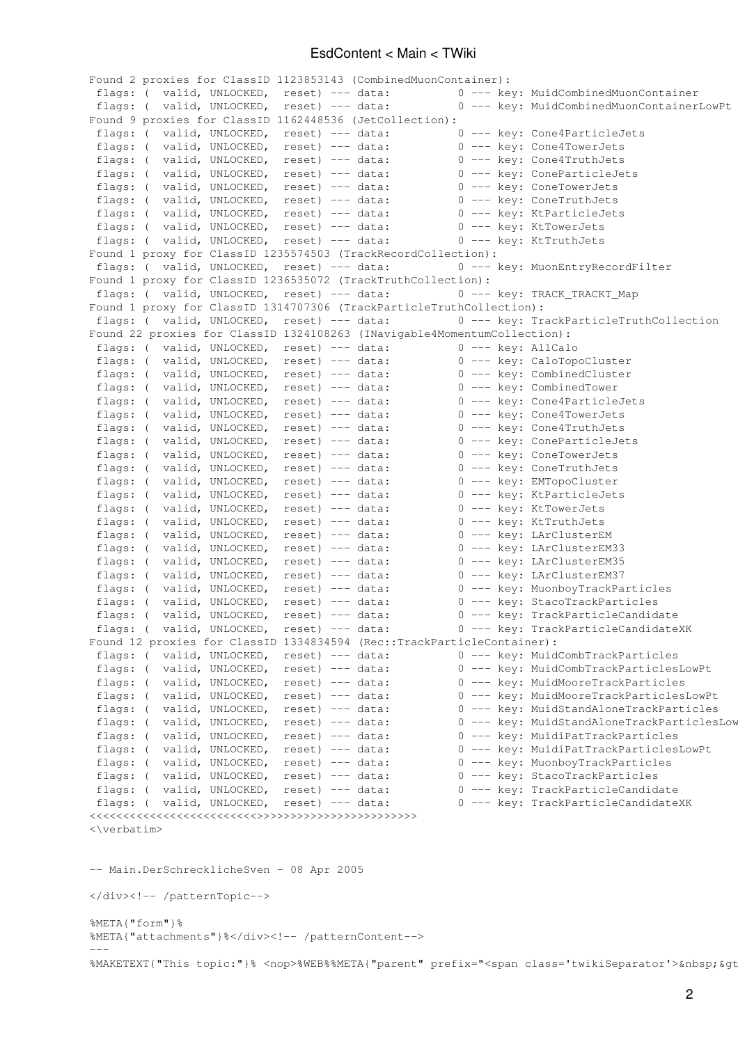```
Found 2 proxies for ClassID 1123853143 (CombinedMuonContainer):
 flags: (  valid, UNLOCKED,  reset) --- data:          0 --- key: MuidCombinedMuonContainer
 flags: (  valid, UNLOCKED,  reset) --- data:          0 --- key: MuidCombinedMuonContainerLowPt
Found 9 proxies for ClassID 1162448536 (JetCollection):
 flags: (  valid, UNLOCKED,  reset) --- data:          0 --- key: Cone4ParticleJets
 flags: (  valid, UNLOCKED,  reset) --- data:          0 --- key: Cone4TowerJets
 flags: (  valid, UNLOCKED,  reset) --- data:          0 --- key: Cone4TruthJets
 flags: (  valid, UNLOCKED,  reset) --- data:          0 --- key: ConeParticleJets
 flags: (  valid, UNLOCKED,  reset) --- data:          0 --- key: ConeTowerJets
 flags: (  valid, UNLOCKED,  reset) --- data:          0 --- key: ConeTruthJets
 flags: (  valid, UNLOCKED,  reset) --- data:          0 --- key: KtParticleJets
 flags: (  valid, UNLOCKED,  reset) --- data:          0 --- key: KtTowerJets
 flags: (  valid, UNLOCKED,  reset) --- data:          0 --- key: KtTruthJets
Found 1 proxy for ClassID 1235574503 (TrackRecordCollection):
 flags: (  valid, UNLOCKED,  reset) --- data:          0 --- key: MuonEntryRecordFilter
Found 1 proxy for ClassID 1236535072 (TrackTruthCollection):
 flags: (  valid, UNLOCKED,  reset) --- data:          0 --- key: TRACK_TRACKT_Map
Found 1 proxy for ClassID 1314707306 (TrackParticleTruthCollection):
 flags: (  valid, UNLOCKED,  reset) --- data:          0 --- key: TrackParticleTruthCollection
Found 22 proxies for ClassID 1324108263 (INavigable4MomentumCollection):
 flags: (  valid, UNLOCKED,  reset) --- data:          0 --- key: AllCalo
 flags: (  valid, UNLOCKED,  reset) --- data:          0 --- key: CaloTopoCluster
 flags: (  valid, UNLOCKED,  reset) --- data:          0 --- key: CombinedCluster
 flags: (  valid, UNLOCKED,  reset) --- data:          0 --- key: CombinedTower
 flags: (  valid, UNLOCKED,  reset) --- data:          0 --- key: Cone4ParticleJets
 flags: (  valid, UNLOCKED,  reset) --- data:          0 --- key: Cone4TowerJets
 flags: (  valid, UNLOCKED,  reset) --- data:          0 --- key: Cone4TruthJets
 flags: (  valid, UNLOCKED,  reset) --- data:          0 --- key: ConeParticleJets
 flags: (  valid, UNLOCKED,  reset) --- data:          0 --- key: ConeTowerJets
 flags: (  valid, UNLOCKED,  reset) --- data:          0 --- key: ConeTruthJets
 flags: (  valid, UNLOCKED,  reset) --- data:          0 --- key: EMTopoCluster
 flags: (  valid, UNLOCKED,  reset) --- data:          0 --- key: KtParticleJets
 flags: (  valid, UNLOCKED,  reset) --- data:          0 --- key: KtTowerJets
 flags: (  valid, UNLOCKED,  reset) --- data:          0 --- key: KtTruthJets
 flags: (  valid, UNLOCKED,  reset) --- data:          0 --- key: LArClusterEM
 flags: (  valid, UNLOCKED,  reset) --- data:          0 --- key: LArClusterEM33
 flags: (  valid, UNLOCKED,  reset) --- data:          0 --- key: LArClusterEM35
 flags: (  valid, UNLOCKED,  reset) --- data:          0 --- key: LArClusterEM37
 flags: (  valid, UNLOCKED,  reset) --- data:          0 --- key: MuonboyTrackParticles
 flags: (  valid, UNLOCKED,  reset) --- data:          0 --- key: StacoTrackParticles
 flags: (  valid, UNLOCKED,  reset) --- data:          0 --- key: TrackParticleCandidate
 flags: (  valid, UNLOCKED,  reset) --- data:          0 --- key: TrackParticleCandidateXK
Found 12 proxies for ClassID 1334834594 (Rec::TrackParticleContainer):
 flags: (  valid, UNLOCKED,  reset) --- data:          0 --- key: MuidCombTrackParticles
 flags: (  valid, UNLOCKED,  reset) --- data:          0 --- key: MuidCombTrackParticlesLowPt
 flags: (  valid, UNLOCKED,  reset) --- data:          0 --- key: MuidMooreTrackParticles
 flags: (  valid, UNLOCKED,  reset) --- data:          0 --- key: MuidMooreTrackParticlesLowPt
 flags: (  valid, UNLOCKED,  reset) --- data:          0 --- key: MuidStandAloneTrackParticles
 flags: (  valid, UNLOCKED,  reset) --- data:          0 --- key: MuidStandAloneTrackParticlesLow
 flags: (  valid, UNLOCKED,  reset) --- data:          0 --- key: MuidiPatTrackParticles
 flags: (  valid, UNLOCKED,  reset) --- data:          0 --- key: MuidiPatTrackParticlesLowPt
 flags: (  valid, UNLOCKED,  reset) --- data:          0 --- key: MuonboyTrackParticles
 flags: (  valid, UNLOCKED,  reset) --- data:          0 --- key: StacoTrackParticles
 flags: (  valid, UNLOCKED,  reset) --- data:          0 --- key: TrackParticleCandidate
 flags: (  valid, UNLOCKED,  reset) --- data:          0 --- key: TrackParticleCandidateXK
<<<<<<<<<<<<<<<<<<<<<<<<<>>>>>>>>>>>>>>>>>>>>>>>>>
<\verbatim>


-- Main.DerSchrecklicheSven - 08 Apr 2005

</div><!-- /patternTopic-->

%META{"form"}%
%META{"attachments"}%</div><!-- /patternContent-->
---
%MAKETEXT{"This topic:"}% <nop>%WEB%%META{"parent" prefix="<span class='twikiSeparator'>&nbsp;&gt
```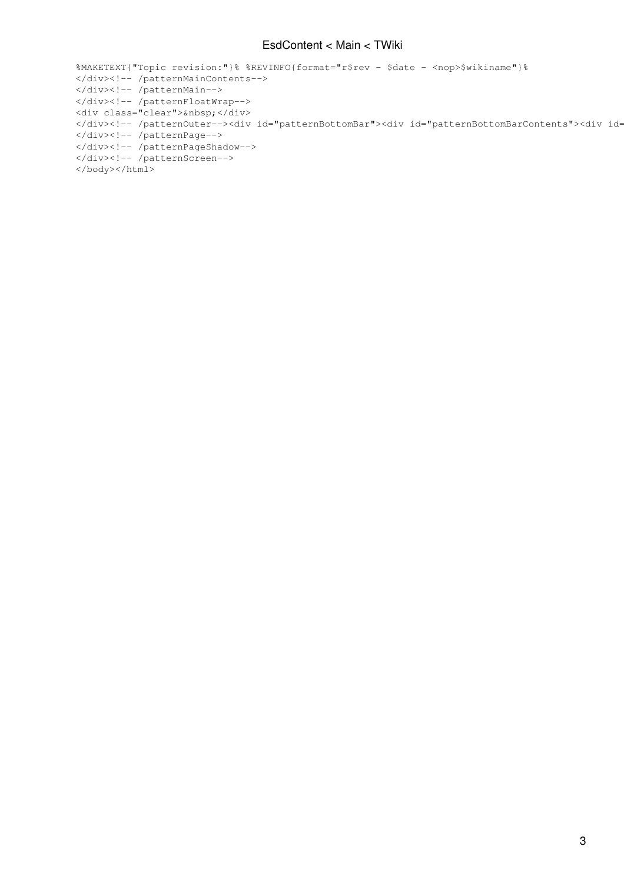```
%MAKETEXT{"Topic revision:"}% %REVINFO{format="r$rev - $date - <nop>$wikiname"}%
</div><!-- /patternMainContents-->
</div><!-- /patternMain-->
</div><!-- /patternFloatWrap-->
<div class="clear">&nbsp;</div>
</div><!-- /patternOuter--><div id="patternBottomBar"><div id="patternBottomBarContents"><div id=
</div><!-- /patternPage-->
</div><!-- /patternPageShadow-->
</div><!-- /patternScreen-->
</body></html>
```